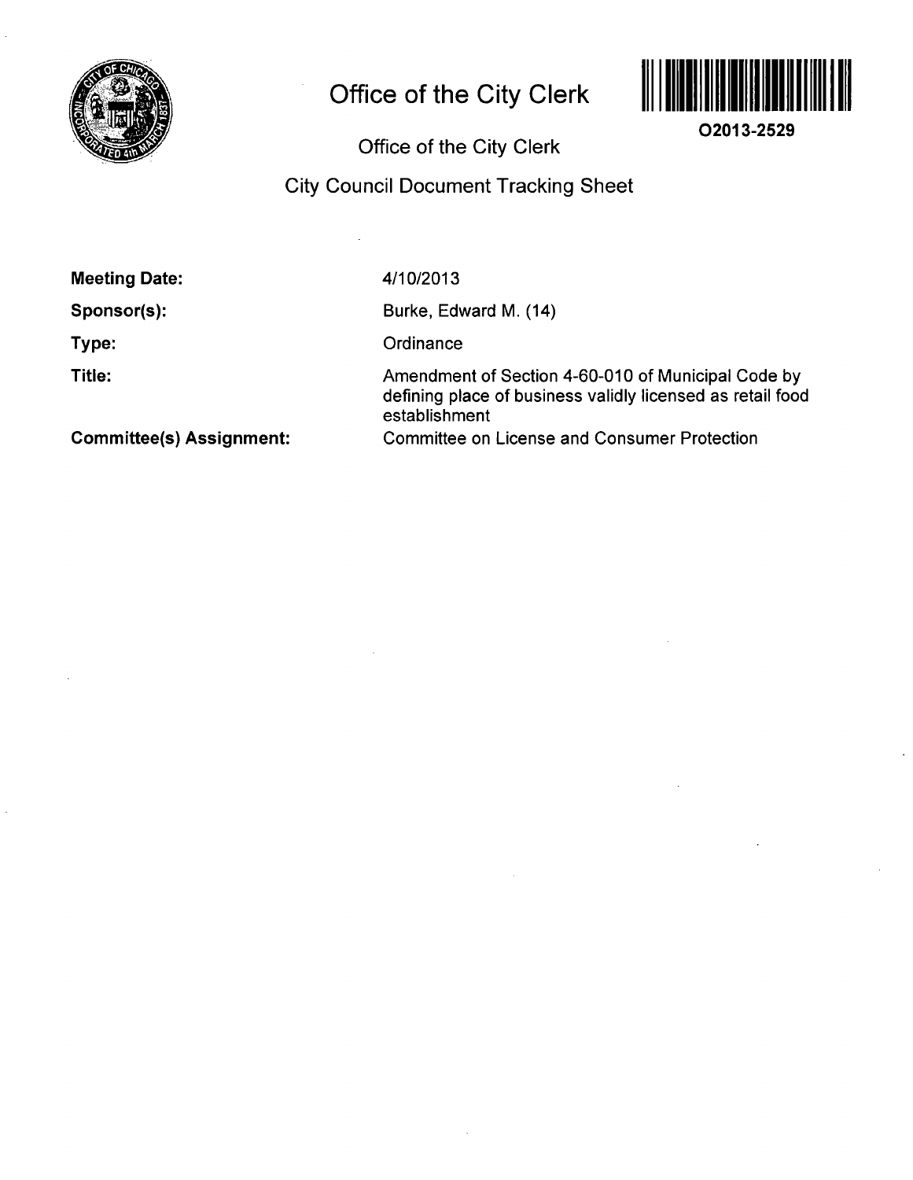# Office of the City Clerk

O2013-2529

## Office of the City Clerk

## City Council Document Tracking Sheet

| | |
|---|---|
| **Meeting Date:** | 4/10/2013 |
| **Sponsor(s):** | Burke, Edward M. (14) |
| **Type:** | Ordinance |
| **Title:** | Amendment of Section 4-60-010 of Municipal Code by defining place of business validly licensed as retail food establishment |
| **Committee(s) Assignment:** | Committee on License and Consumer Protection |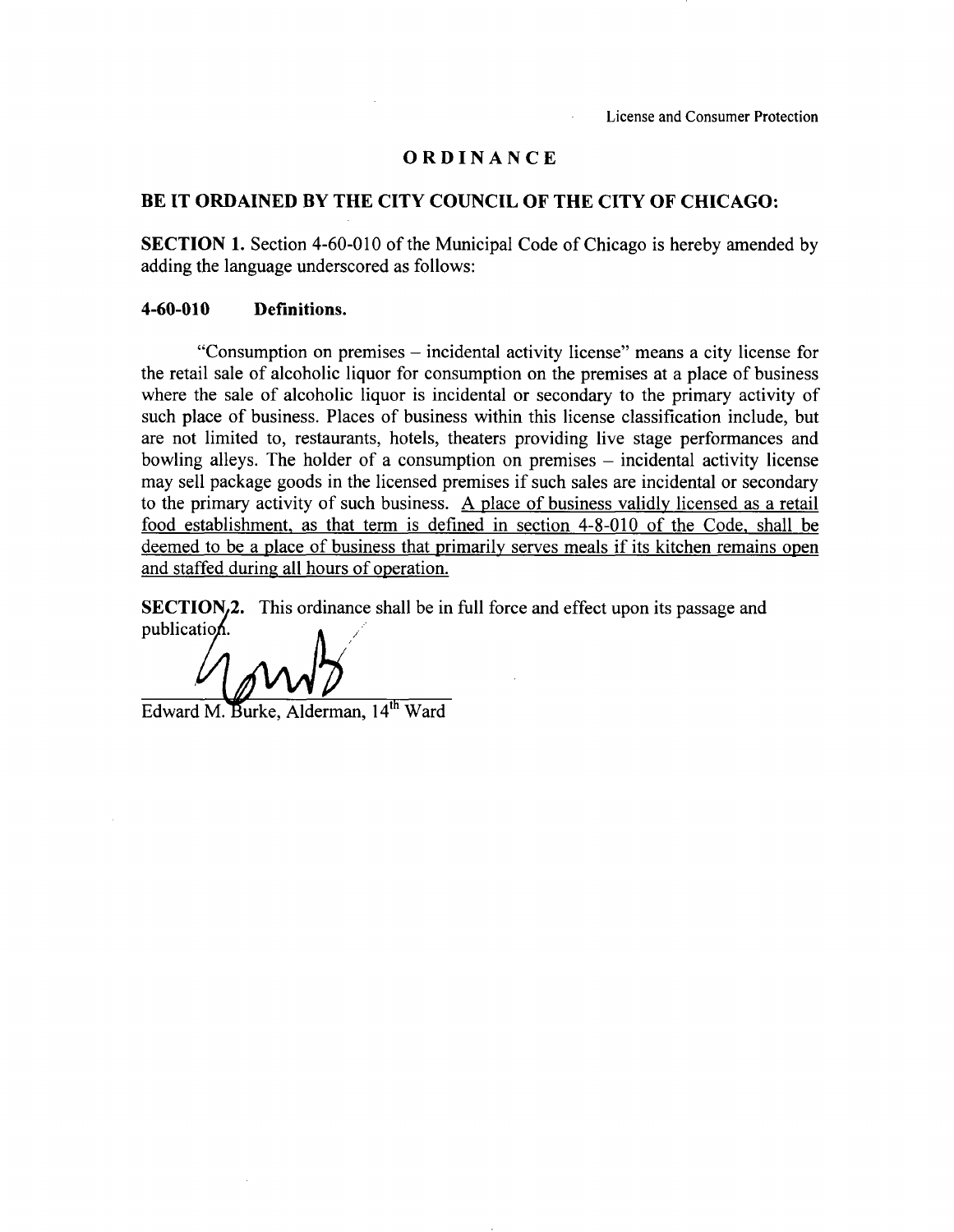License and Consumer Protection

## ORDINANCE

### BE IT ORDAINED BY THE CITY COUNCIL OF THE CITY OF CHICAGO:

**SECTION 1.** Section 4-60-010 of the Municipal Code of Chicago is hereby amended by adding the language underscored as follows:

**4-60-010 Definitions.**

"Consumption on premises – incidental activity license" means a city license for the retail sale of alcoholic liquor for consumption on the premises at a place of business where the sale of alcoholic liquor is incidental or secondary to the primary activity of such place of business. Places of business within this license classification include, but are not limited to, restaurants, hotels, theaters providing live stage performances and bowling alleys. The holder of a consumption on premises – incidental activity license may sell package goods in the licensed premises if such sales are incidental or secondary to the primary activity of such business. <u>A place of business validly licensed as a retail food establishment, as that term is defined in section 4-8-010 of the Code, shall be deemed to be a place of business that primarily serves meals if its kitchen remains open and staffed during all hours of operation.</u>

**SECTION 2.** This ordinance shall be in full force and effect upon its passage and publication.

Edward M. Burke, Alderman, 14th Ward